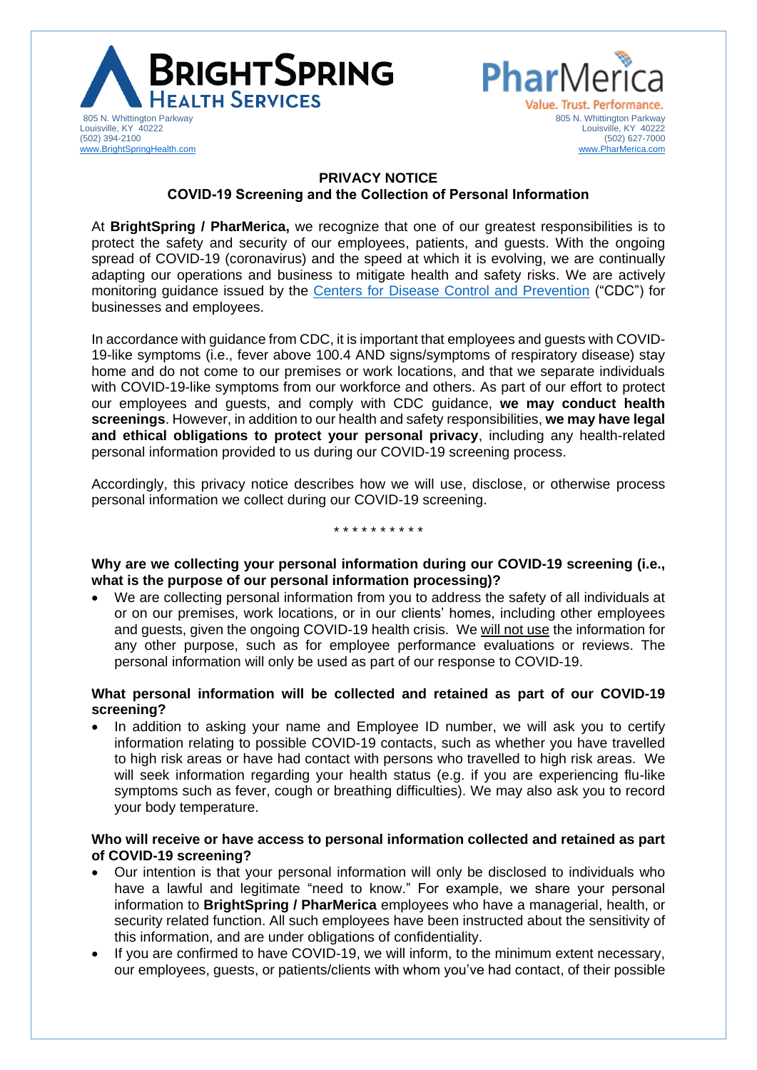**BrightSpring Health Services**
805 N. Whittington Parkway
Louisville, KY 40222
(502) 394-2100
www.BrightSpringHealth.com

**PharMerica**
Value. Trust. Performance.
805 N. Whittington Parkway
Louisville, KY 40222
(502) 627-7000
www.PharMerica.com

## PRIVACY NOTICE
## COVID-19 Screening and the Collection of Personal Information

At **BrightSpring / PharMerica,** we recognize that one of our greatest responsibilities is to protect the safety and security of our employees, patients, and guests. With the ongoing spread of COVID-19 (coronavirus) and the speed at which it is evolving, we are continually adapting our operations and business to mitigate health and safety risks. We are actively monitoring guidance issued by the Centers for Disease Control and Prevention ("CDC") for businesses and employees.

In accordance with guidance from CDC, it is important that employees and guests with COVID-19-like symptoms (i.e., fever above 100.4 AND signs/symptoms of respiratory disease) stay home and do not come to our premises or work locations, and that we separate individuals with COVID-19-like symptoms from our workforce and others. As part of our effort to protect our employees and guests, and comply with CDC guidance, **we may conduct health screenings**. However, in addition to our health and safety responsibilities, **we may have legal and ethical obligations to protect your personal privacy**, including any health-related personal information provided to us during our COVID-19 screening process.

Accordingly, this privacy notice describes how we will use, disclose, or otherwise process personal information we collect during our COVID-19 screening.

\* \* \* \* \* \* \* \* \* \*

**Why are we collecting your personal information during our COVID-19 screening (i.e., what is the purpose of our personal information processing)?**

- We are collecting personal information from you to address the safety of all individuals at or on our premises, work locations, or in our clients' homes, including other employees and guests, given the ongoing COVID-19 health crisis. We will not use the information for any other purpose, such as for employee performance evaluations or reviews. The personal information will only be used as part of our response to COVID-19.

**What personal information will be collected and retained as part of our COVID-19 screening?**

- In addition to asking your name and Employee ID number, we will ask you to certify information relating to possible COVID-19 contacts, such as whether you have travelled to high risk areas or have had contact with persons who travelled to high risk areas. We will seek information regarding your health status (e.g. if you are experiencing flu-like symptoms such as fever, cough or breathing difficulties). We may also ask you to record your body temperature.

**Who will receive or have access to personal information collected and retained as part of COVID-19 screening?**

- Our intention is that your personal information will only be disclosed to individuals who have a lawful and legitimate "need to know." For example, we share your personal information to **BrightSpring / PharMerica** employees who have a managerial, health, or security related function. All such employees have been instructed about the sensitivity of this information, and are under obligations of confidentiality.
- If you are confirmed to have COVID-19, we will inform, to the minimum extent necessary, our employees, guests, or patients/clients with whom you've had contact, of their possible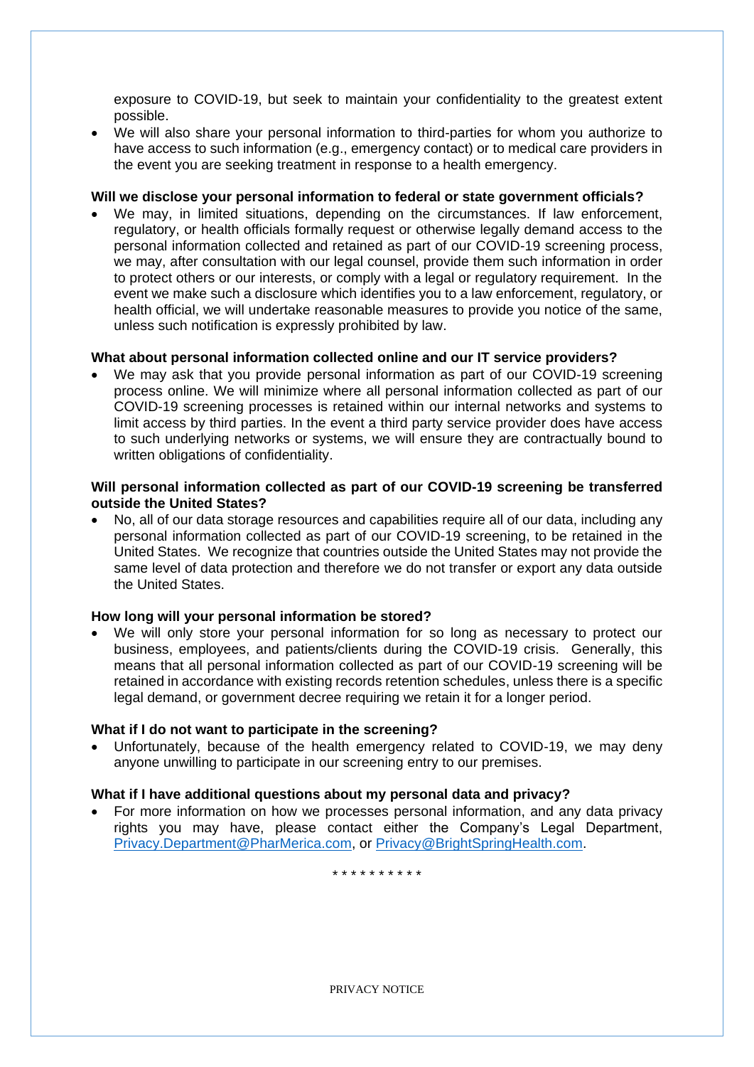exposure to COVID-19, but seek to maintain your confidentiality to the greatest extent possible.

- We will also share your personal information to third-parties for whom you authorize to have access to such information (e.g., emergency contact) or to medical care providers in the event you are seeking treatment in response to a health emergency.

**Will we disclose your personal information to federal or state government officials?**

- We may, in limited situations, depending on the circumstances. If law enforcement, regulatory, or health officials formally request or otherwise legally demand access to the personal information collected and retained as part of our COVID-19 screening process, we may, after consultation with our legal counsel, provide them such information in order to protect others or our interests, or comply with a legal or regulatory requirement. In the event we make such a disclosure which identifies you to a law enforcement, regulatory, or health official, we will undertake reasonable measures to provide you notice of the same, unless such notification is expressly prohibited by law.

**What about personal information collected online and our IT service providers?**

- We may ask that you provide personal information as part of our COVID-19 screening process online. We will minimize where all personal information collected as part of our COVID-19 screening processes is retained within our internal networks and systems to limit access by third parties. In the event a third party service provider does have access to such underlying networks or systems, we will ensure they are contractually bound to written obligations of confidentiality.

**Will personal information collected as part of our COVID-19 screening be transferred outside the United States?**

- No, all of our data storage resources and capabilities require all of our data, including any personal information collected as part of our COVID-19 screening, to be retained in the United States. We recognize that countries outside the United States may not provide the same level of data protection and therefore we do not transfer or export any data outside the United States.

**How long will your personal information be stored?**

- We will only store your personal information for so long as necessary to protect our business, employees, and patients/clients during the COVID-19 crisis. Generally, this means that all personal information collected as part of our COVID-19 screening will be retained in accordance with existing records retention schedules, unless there is a specific legal demand, or government decree requiring we retain it for a longer period.

**What if I do not want to participate in the screening?**

- Unfortunately, because of the health emergency related to COVID-19, we may deny anyone unwilling to participate in our screening entry to our premises.

**What if I have additional questions about my personal data and privacy?**

- For more information on how we processes personal information, and any data privacy rights you may have, please contact either the Company's Legal Department, Privacy.Department@PharMerica.com, or Privacy@BrightSpringHealth.com.

\* \* \* \* \* \* \* \* \* \*